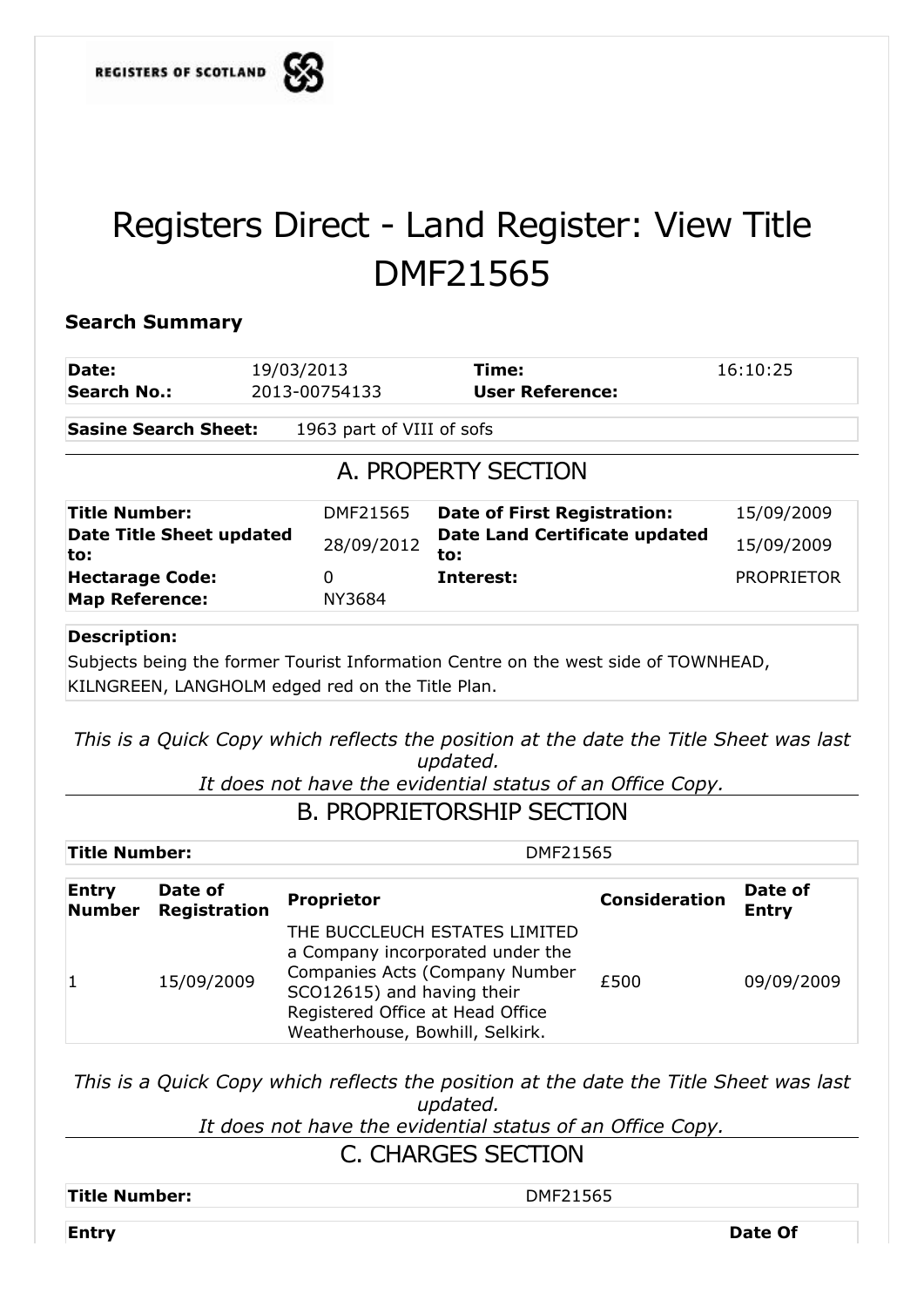REGISTERS OF SCOTLAND

# Registers Direct - Land Register: View Title DMF21565

### Search Summary

| | | | |
|---|---|---|---|
| **Date:** | 19/03/2013 | **Time:** | 16:10:25 |
| **Search No.:** | 2013-00754133 | **User Reference:** | |

| | |
|---|---|
| **Sasine Search Sheet:** | 1963 part of VIII of sofs |

## A. PROPERTY SECTION

| | | | |
|---|---|---|---|
| **Title Number:** | DMF21565 | **Date of First Registration:** | 15/09/2009 |
| **Date Title Sheet updated to:** | 28/09/2012 | **Date Land Certificate updated to:** | 15/09/2009 |
| **Hectarage Code:** | 0 | **Interest:** | PROPRIETOR |
| **Map Reference:** | NY3684 | | |

**Description:**

Subjects being the former Tourist Information Centre on the west side of TOWNHEAD, KILNGREEN, LANGHOLM edged red on the Title Plan.

*This is a Quick Copy which reflects the position at the date the Title Sheet was last updated.*
*It does not have the evidential status of an Office Copy.*

## B. PROPRIETORSHIP SECTION

| | |
|---|---|
| **Title Number:** | DMF21565 |

| Entry Number | Date of Registration | Proprietor | Consideration | Date of Entry |
|---|---|---|---|---|
| 1 | 15/09/2009 | THE BUCCLEUCH ESTATES LIMITED a Company incorporated under the Companies Acts (Company Number SCO12615) and having their Registered Office at Head Office Weatherhouse, Bowhill, Selkirk. | £500 | 09/09/2009 |

*This is a Quick Copy which reflects the position at the date the Title Sheet was last updated.*
*It does not have the evidential status of an Office Copy.*

## C. CHARGES SECTION

| | |
|---|---|
| **Title Number:** | DMF21565 |

| Entry | Date Of |
|---|---|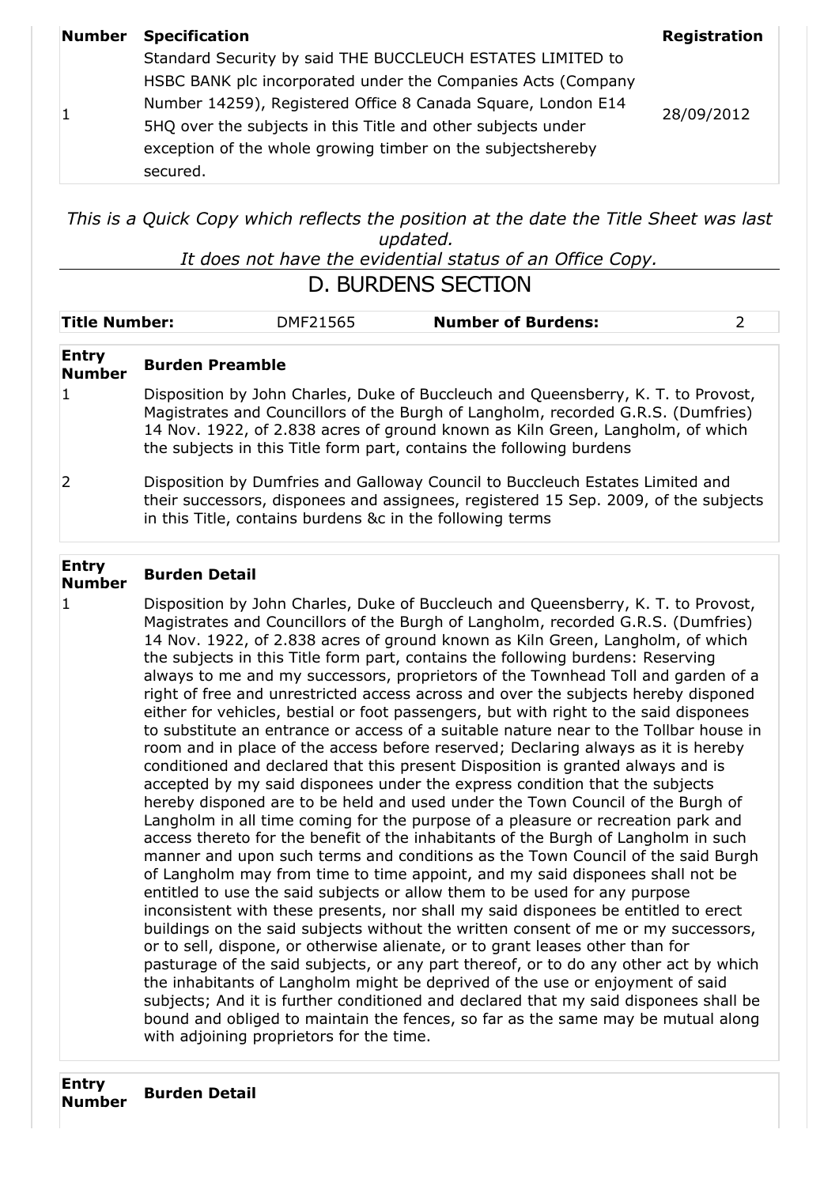| Number | Specification | Registration |
|---|---|---|
| 1 | Standard Security by said THE BUCCLEUCH ESTATES LIMITED to HSBC BANK plc incorporated under the Companies Acts (Company Number 14259), Registered Office 8 Canada Square, London E14 5HQ over the subjects in this Title and other subjects under exception of the whole growing timber on the subjectshereby secured. | 28/09/2012 |

*This is a Quick Copy which reflects the position at the date the Title Sheet was last updated.*
*It does not have the evidential status of an Office Copy.*

# D. BURDENS SECTION

| Title Number: | DMF21565 | Number of Burdens: | 2 |
|---|---|---|---|

| Entry Number | Burden Preamble |
|---|---|
| 1 | Disposition by John Charles, Duke of Buccleuch and Queensberry, K. T. to Provost, Magistrates and Councillors of the Burgh of Langholm, recorded G.R.S. (Dumfries) 14 Nov. 1922, of 2.838 acres of ground known as Kiln Green, Langholm, of which the subjects in this Title form part, contains the following burdens |
| 2 | Disposition by Dumfries and Galloway Council to Buccleuch Estates Limited and their successors, disponees and assignees, registered 15 Sep. 2009, of the subjects in this Title, contains burdens &c in the following terms |

| Entry Number | Burden Detail |
|---|---|
| 1 | Disposition by John Charles, Duke of Buccleuch and Queensberry, K. T. to Provost, Magistrates and Councillors of the Burgh of Langholm, recorded G.R.S. (Dumfries) 14 Nov. 1922, of 2.838 acres of ground known as Kiln Green, Langholm, of which the subjects in this Title form part, contains the following burdens: Reserving always to me and my successors, proprietors of the Townhead Toll and garden of a right of free and unrestricted access across and over the subjects hereby disponed either for vehicles, bestial or foot passengers, but with right to the said disponees to substitute an entrance or access of a suitable nature near to the Tollbar house in room and in place of the access before reserved; Declaring always as it is hereby conditioned and declared that this present Disposition is granted always and is accepted by my said disponees under the express condition that the subjects hereby disponed are to be held and used under the Town Council of the Burgh of Langholm in all time coming for the purpose of a pleasure or recreation park and access thereto for the benefit of the inhabitants of the Burgh of Langholm in such manner and upon such terms and conditions as the Town Council of the said Burgh of Langholm may from time to time appoint, and my said disponees shall not be entitled to use the said subjects or allow them to be used for any purpose inconsistent with these presents, nor shall my said disponees be entitled to erect buildings on the said subjects without the written consent of me or my successors, or to sell, dispone, or otherwise alienate, or to grant leases other than for pasturage of the said subjects, or any part thereof, or to do any other act by which the inhabitants of Langholm might be deprived of the use or enjoyment of said subjects; And it is further conditioned and declared that my said disponees shall be bound and obliged to maintain the fences, so far as the same may be mutual along with adjoining proprietors for the time. |

| Entry Number | Burden Detail |
|---|---|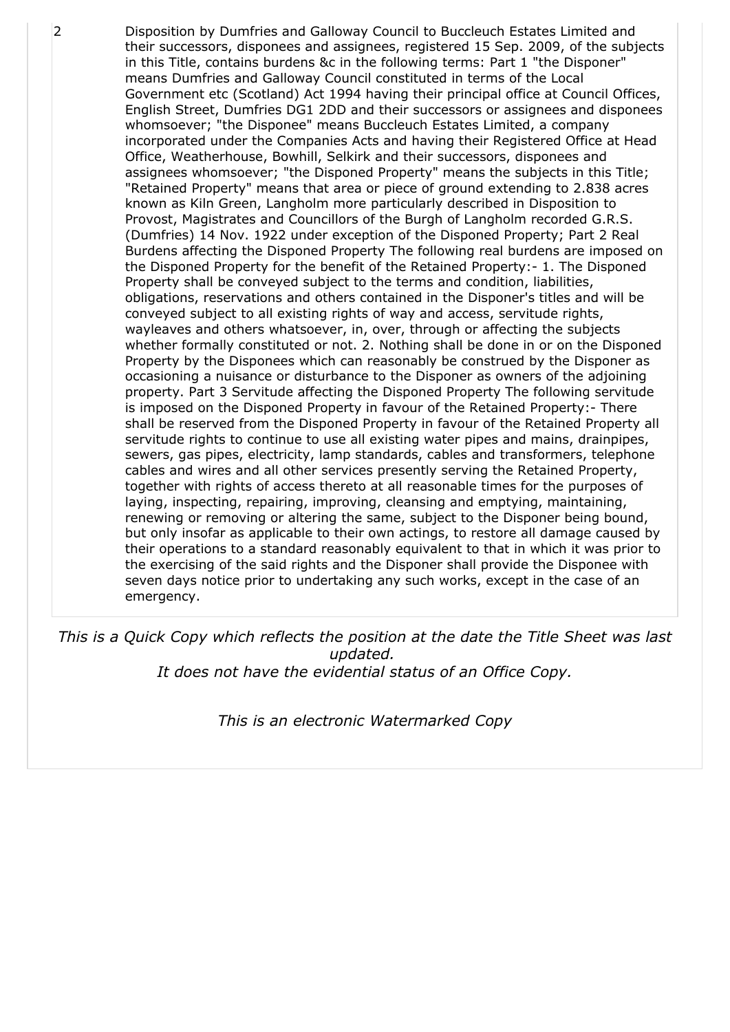2 Disposition by Dumfries and Galloway Council to Buccleuch Estates Limited and their successors, disponees and assignees, registered 15 Sep. 2009, of the subjects in this Title, contains burdens &c in the following terms: Part 1 "the Disponer" means Dumfries and Galloway Council constituted in terms of the Local Government etc (Scotland) Act 1994 having their principal office at Council Offices, English Street, Dumfries DG1 2DD and their successors or assignees and disponees whomsoever; "the Disponee" means Buccleuch Estates Limited, a company incorporated under the Companies Acts and having their Registered Office at Head Office, Weatherhouse, Bowhill, Selkirk and their successors, disponees and assignees whomsoever; "the Disponed Property" means the subjects in this Title; "Retained Property" means that area or piece of ground extending to 2.838 acres known as Kiln Green, Langholm more particularly described in Disposition to Provost, Magistrates and Councillors of the Burgh of Langholm recorded G.R.S. (Dumfries) 14 Nov. 1922 under exception of the Disponed Property; Part 2 Real Burdens affecting the Disponed Property The following real burdens are imposed on the Disponed Property for the benefit of the Retained Property:- 1. The Disponed Property shall be conveyed subject to the terms and condition, liabilities, obligations, reservations and others contained in the Disponer's titles and will be conveyed subject to all existing rights of way and access, servitude rights, wayleaves and others whatsoever, in, over, through or affecting the subjects whether formally constituted or not. 2. Nothing shall be done in or on the Disponed Property by the Disponees which can reasonably be construed by the Disponer as occasioning a nuisance or disturbance to the Disponer as owners of the adjoining property. Part 3 Servitude affecting the Disponed Property The following servitude is imposed on the Disponed Property in favour of the Retained Property:- There shall be reserved from the Disponed Property in favour of the Retained Property all servitude rights to continue to use all existing water pipes and mains, drainpipes, sewers, gas pipes, electricity, lamp standards, cables and transformers, telephone cables and wires and all other services presently serving the Retained Property, together with rights of access thereto at all reasonable times for the purposes of laying, inspecting, repairing, improving, cleansing and emptying, maintaining, renewing or removing or altering the same, subject to the Disponer being bound, but only insofar as applicable to their own actings, to restore all damage caused by their operations to a standard reasonably equivalent to that in which it was prior to the exercising of the said rights and the Disponer shall provide the Disponee with seven days notice prior to undertaking any such works, except in the case of an emergency.

*This is a Quick Copy which reflects the position at the date the Title Sheet was last updated.*
*It does not have the evidential status of an Office Copy.*

*This is an electronic Watermarked Copy*